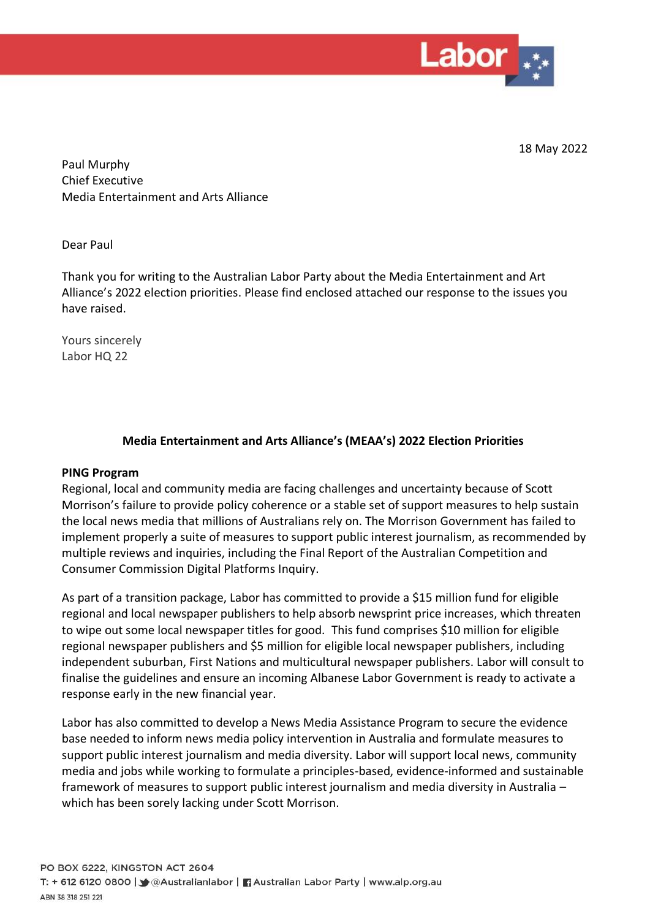18 May 2022

Paul Murphy
Chief Executive
Media Entertainment and Arts Alliance

Dear Paul

Thank you for writing to the Australian Labor Party about the Media Entertainment and Art Alliance's 2022 election priorities. Please find enclosed attached our response to the issues you have raised.

Yours sincerely
Labor HQ 22

## Media Entertainment and Arts Alliance's (MEAA's) 2022 Election Priorities

### PING Program

Regional, local and community media are facing challenges and uncertainty because of Scott Morrison's failure to provide policy coherence or a stable set of support measures to help sustain the local news media that millions of Australians rely on. The Morrison Government has failed to implement properly a suite of measures to support public interest journalism, as recommended by multiple reviews and inquiries, including the Final Report of the Australian Competition and Consumer Commission Digital Platforms Inquiry.

As part of a transition package, Labor has committed to provide a $15 million fund for eligible regional and local newspaper publishers to help absorb newsprint price increases, which threaten to wipe out some local newspaper titles for good. This fund comprises $10 million for eligible regional newspaper publishers and $5 million for eligible local newspaper publishers, including independent suburban, First Nations and multicultural newspaper publishers. Labor will consult to finalise the guidelines and ensure an incoming Albanese Labor Government is ready to activate a response early in the new financial year.

Labor has also committed to develop a News Media Assistance Program to secure the evidence base needed to inform news media policy intervention in Australia and formulate measures to support public interest journalism and media diversity. Labor will support local news, community media and jobs while working to formulate a principles-based, evidence-informed and sustainable framework of measures to support public interest journalism and media diversity in Australia – which has been sorely lacking under Scott Morrison.

PO BOX 6222, KINGSTON ACT 2604
T: + 612 6120 0800 | @Australianlabor | Australian Labor Party | www.alp.org.au
ABN 38 318 251 221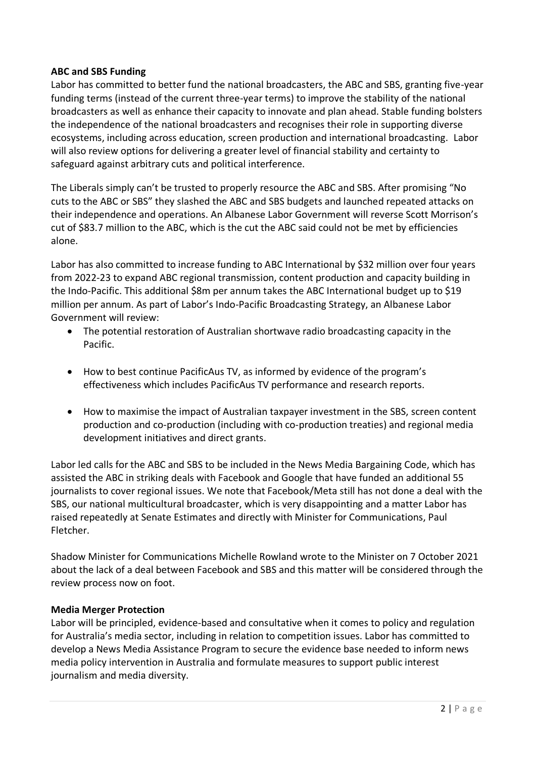**ABC and SBS Funding**

Labor has committed to better fund the national broadcasters, the ABC and SBS, granting five-year funding terms (instead of the current three-year terms) to improve the stability of the national broadcasters as well as enhance their capacity to innovate and plan ahead. Stable funding bolsters the independence of the national broadcasters and recognises their role in supporting diverse ecosystems, including across education, screen production and international broadcasting. Labor will also review options for delivering a greater level of financial stability and certainty to safeguard against arbitrary cuts and political interference.

The Liberals simply can't be trusted to properly resource the ABC and SBS. After promising "No cuts to the ABC or SBS" they slashed the ABC and SBS budgets and launched repeated attacks on their independence and operations. An Albanese Labor Government will reverse Scott Morrison's cut of $83.7 million to the ABC, which is the cut the ABC said could not be met by efficiencies alone.

Labor has also committed to increase funding to ABC International by $32 million over four years from 2022-23 to expand ABC regional transmission, content production and capacity building in the Indo-Pacific. This additional $8m per annum takes the ABC International budget up to $19 million per annum. As part of Labor's Indo-Pacific Broadcasting Strategy, an Albanese Labor Government will review:

- The potential restoration of Australian shortwave radio broadcasting capacity in the Pacific.
- How to best continue PacificAus TV, as informed by evidence of the program's effectiveness which includes PacificAus TV performance and research reports.
- How to maximise the impact of Australian taxpayer investment in the SBS, screen content production and co-production (including with co-production treaties) and regional media development initiatives and direct grants.

Labor led calls for the ABC and SBS to be included in the News Media Bargaining Code, which has assisted the ABC in striking deals with Facebook and Google that have funded an additional 55 journalists to cover regional issues. We note that Facebook/Meta still has not done a deal with the SBS, our national multicultural broadcaster, which is very disappointing and a matter Labor has raised repeatedly at Senate Estimates and directly with Minister for Communications, Paul Fletcher.

Shadow Minister for Communications Michelle Rowland wrote to the Minister on 7 October 2021 about the lack of a deal between Facebook and SBS and this matter will be considered through the review process now on foot.

**Media Merger Protection**

Labor will be principled, evidence-based and consultative when it comes to policy and regulation for Australia's media sector, including in relation to competition issues. Labor has committed to develop a News Media Assistance Program to secure the evidence base needed to inform news media policy intervention in Australia and formulate measures to support public interest journalism and media diversity.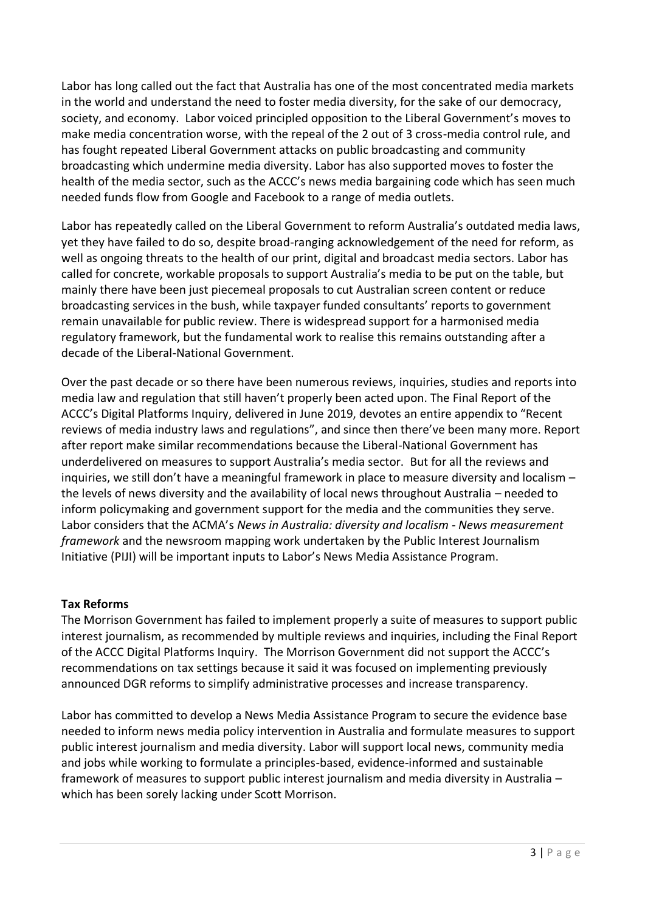Labor has long called out the fact that Australia has one of the most concentrated media markets in the world and understand the need to foster media diversity, for the sake of our democracy, society, and economy. Labor voiced principled opposition to the Liberal Government's moves to make media concentration worse, with the repeal of the 2 out of 3 cross-media control rule, and has fought repeated Liberal Government attacks on public broadcasting and community broadcasting which undermine media diversity. Labor has also supported moves to foster the health of the media sector, such as the ACCC's news media bargaining code which has seen much needed funds flow from Google and Facebook to a range of media outlets.

Labor has repeatedly called on the Liberal Government to reform Australia's outdated media laws, yet they have failed to do so, despite broad-ranging acknowledgement of the need for reform, as well as ongoing threats to the health of our print, digital and broadcast media sectors. Labor has called for concrete, workable proposals to support Australia's media to be put on the table, but mainly there have been just piecemeal proposals to cut Australian screen content or reduce broadcasting services in the bush, while taxpayer funded consultants' reports to government remain unavailable for public review. There is widespread support for a harmonised media regulatory framework, but the fundamental work to realise this remains outstanding after a decade of the Liberal-National Government.

Over the past decade or so there have been numerous reviews, inquiries, studies and reports into media law and regulation that still haven't properly been acted upon. The Final Report of the ACCC's Digital Platforms Inquiry, delivered in June 2019, devotes an entire appendix to "Recent reviews of media industry laws and regulations", and since then there've been many more. Report after report make similar recommendations because the Liberal-National Government has underdelivered on measures to support Australia's media sector. But for all the reviews and inquiries, we still don't have a meaningful framework in place to measure diversity and localism – the levels of news diversity and the availability of local news throughout Australia – needed to inform policymaking and government support for the media and the communities they serve. Labor considers that the ACMA's *News in Australia: diversity and localism - News measurement framework* and the newsroom mapping work undertaken by the Public Interest Journalism Initiative (PIJI) will be important inputs to Labor's News Media Assistance Program.

**Tax Reforms**

The Morrison Government has failed to implement properly a suite of measures to support public interest journalism, as recommended by multiple reviews and inquiries, including the Final Report of the ACCC Digital Platforms Inquiry. The Morrison Government did not support the ACCC's recommendations on tax settings because it said it was focused on implementing previously announced DGR reforms to simplify administrative processes and increase transparency.

Labor has committed to develop a News Media Assistance Program to secure the evidence base needed to inform news media policy intervention in Australia and formulate measures to support public interest journalism and media diversity. Labor will support local news, community media and jobs while working to formulate a principles-based, evidence-informed and sustainable framework of measures to support public interest journalism and media diversity in Australia – which has been sorely lacking under Scott Morrison.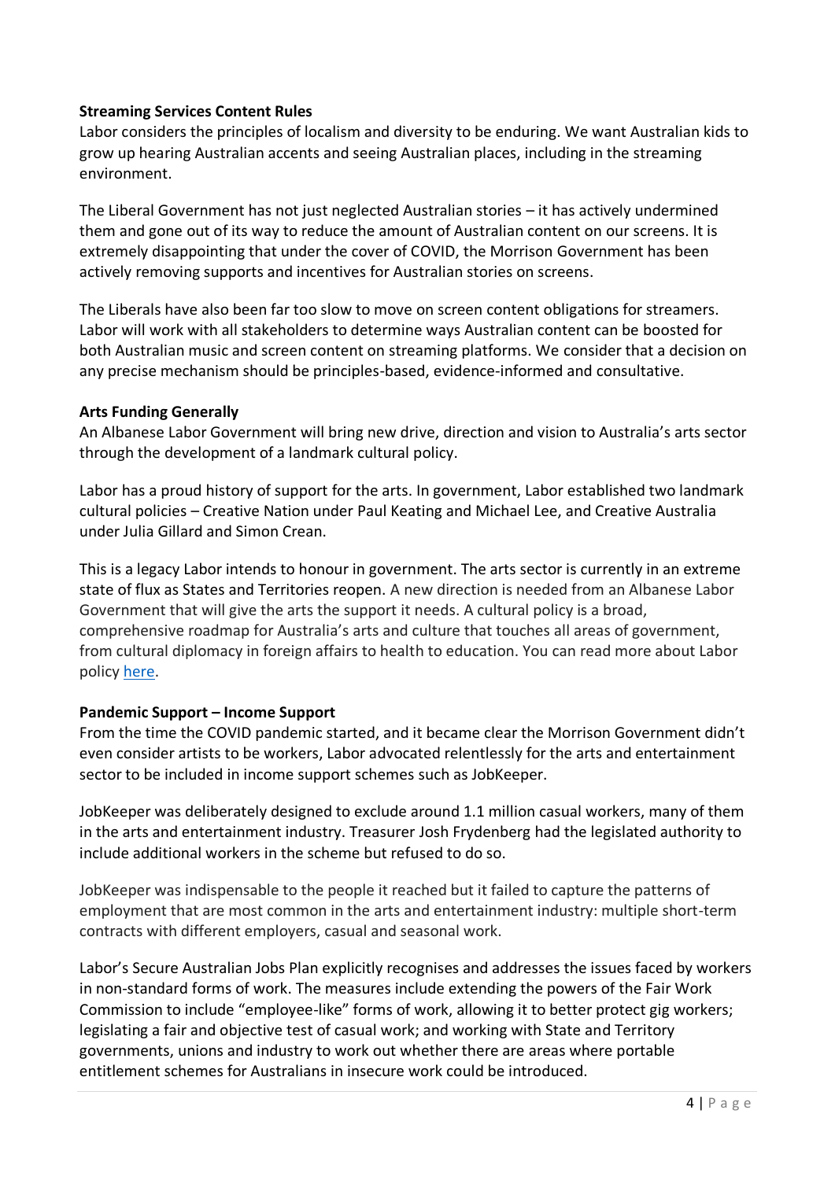**Streaming Services Content Rules**

Labor considers the principles of localism and diversity to be enduring. We want Australian kids to grow up hearing Australian accents and seeing Australian places, including in the streaming environment.

The Liberal Government has not just neglected Australian stories – it has actively undermined them and gone out of its way to reduce the amount of Australian content on our screens. It is extremely disappointing that under the cover of COVID, the Morrison Government has been actively removing supports and incentives for Australian stories on screens.

The Liberals have also been far too slow to move on screen content obligations for streamers. Labor will work with all stakeholders to determine ways Australian content can be boosted for both Australian music and screen content on streaming platforms. We consider that a decision on any precise mechanism should be principles-based, evidence-informed and consultative.

**Arts Funding Generally**

An Albanese Labor Government will bring new drive, direction and vision to Australia's arts sector through the development of a landmark cultural policy.

Labor has a proud history of support for the arts. In government, Labor established two landmark cultural policies – Creative Nation under Paul Keating and Michael Lee, and Creative Australia under Julia Gillard and Simon Crean.

This is a legacy Labor intends to honour in government. The arts sector is currently in an extreme state of flux as States and Territories reopen. A new direction is needed from an Albanese Labor Government that will give the arts the support it needs. A cultural policy is a broad, comprehensive roadmap for Australia's arts and culture that touches all areas of government, from cultural diplomacy in foreign affairs to health to education. You can read more about Labor policy [here](#).

**Pandemic Support – Income Support**

From the time the COVID pandemic started, and it became clear the Morrison Government didn't even consider artists to be workers, Labor advocated relentlessly for the arts and entertainment sector to be included in income support schemes such as JobKeeper.

JobKeeper was deliberately designed to exclude around 1.1 million casual workers, many of them in the arts and entertainment industry. Treasurer Josh Frydenberg had the legislated authority to include additional workers in the scheme but refused to do so.

JobKeeper was indispensable to the people it reached but it failed to capture the patterns of employment that are most common in the arts and entertainment industry: multiple short-term contracts with different employers, casual and seasonal work.

Labor's Secure Australian Jobs Plan explicitly recognises and addresses the issues faced by workers in non-standard forms of work. The measures include extending the powers of the Fair Work Commission to include "employee-like" forms of work, allowing it to better protect gig workers; legislating a fair and objective test of casual work; and working with State and Territory governments, unions and industry to work out whether there are areas where portable entitlement schemes for Australians in insecure work could be introduced.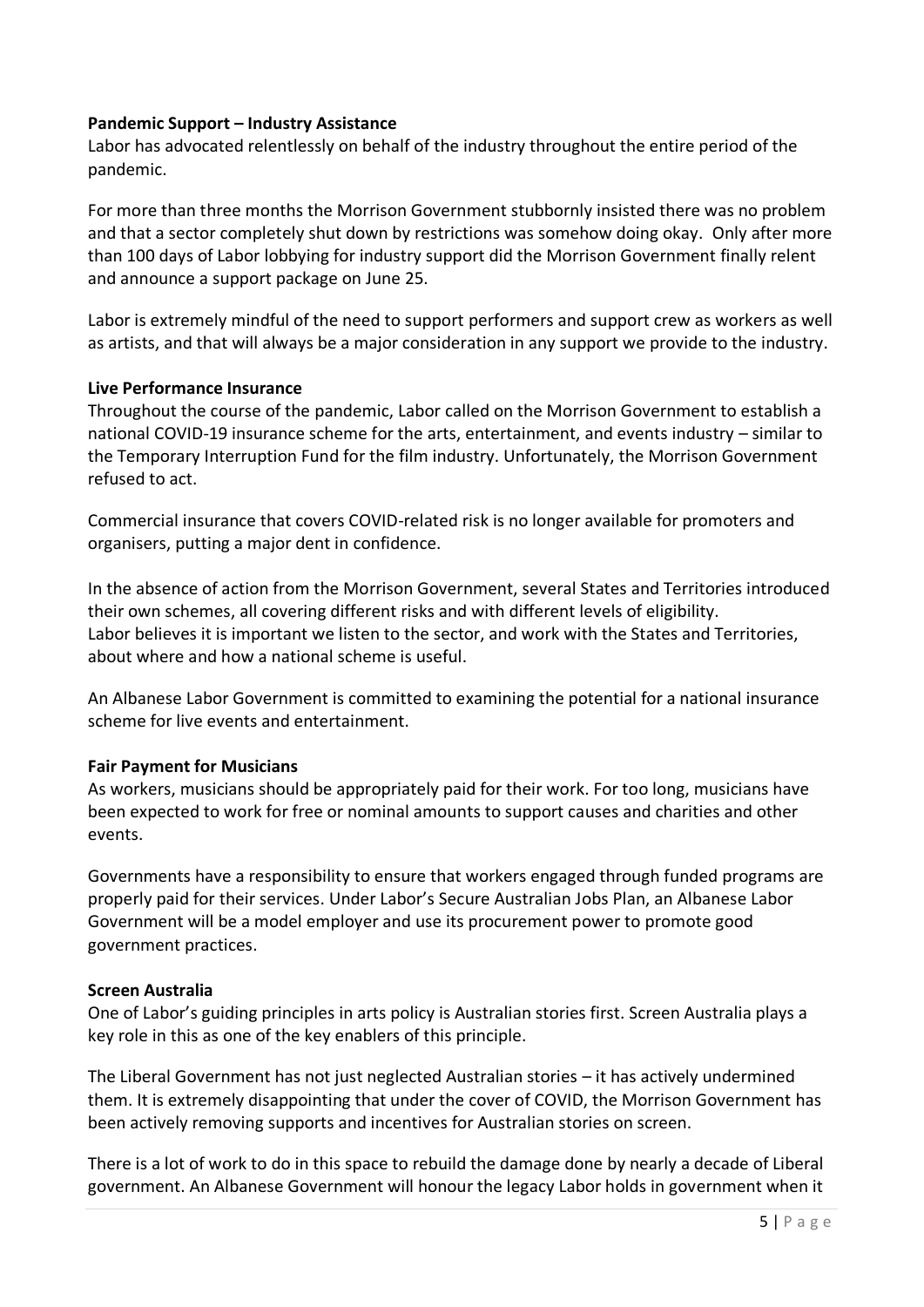**Pandemic Support – Industry Assistance**

Labor has advocated relentlessly on behalf of the industry throughout the entire period of the pandemic.

For more than three months the Morrison Government stubbornly insisted there was no problem and that a sector completely shut down by restrictions was somehow doing okay. Only after more than 100 days of Labor lobbying for industry support did the Morrison Government finally relent and announce a support package on June 25.

Labor is extremely mindful of the need to support performers and support crew as workers as well as artists, and that will always be a major consideration in any support we provide to the industry.

**Live Performance Insurance**

Throughout the course of the pandemic, Labor called on the Morrison Government to establish a national COVID-19 insurance scheme for the arts, entertainment, and events industry – similar to the Temporary Interruption Fund for the film industry. Unfortunately, the Morrison Government refused to act.

Commercial insurance that covers COVID-related risk is no longer available for promoters and organisers, putting a major dent in confidence.

In the absence of action from the Morrison Government, several States and Territories introduced their own schemes, all covering different risks and with different levels of eligibility. Labor believes it is important we listen to the sector, and work with the States and Territories, about where and how a national scheme is useful.

An Albanese Labor Government is committed to examining the potential for a national insurance scheme for live events and entertainment.

**Fair Payment for Musicians**

As workers, musicians should be appropriately paid for their work. For too long, musicians have been expected to work for free or nominal amounts to support causes and charities and other events.

Governments have a responsibility to ensure that workers engaged through funded programs are properly paid for their services. Under Labor's Secure Australian Jobs Plan, an Albanese Labor Government will be a model employer and use its procurement power to promote good government practices.

**Screen Australia**

One of Labor's guiding principles in arts policy is Australian stories first. Screen Australia plays a key role in this as one of the key enablers of this principle.

The Liberal Government has not just neglected Australian stories – it has actively undermined them. It is extremely disappointing that under the cover of COVID, the Morrison Government has been actively removing supports and incentives for Australian stories on screen.

There is a lot of work to do in this space to rebuild the damage done by nearly a decade of Liberal government. An Albanese Government will honour the legacy Labor holds in government when it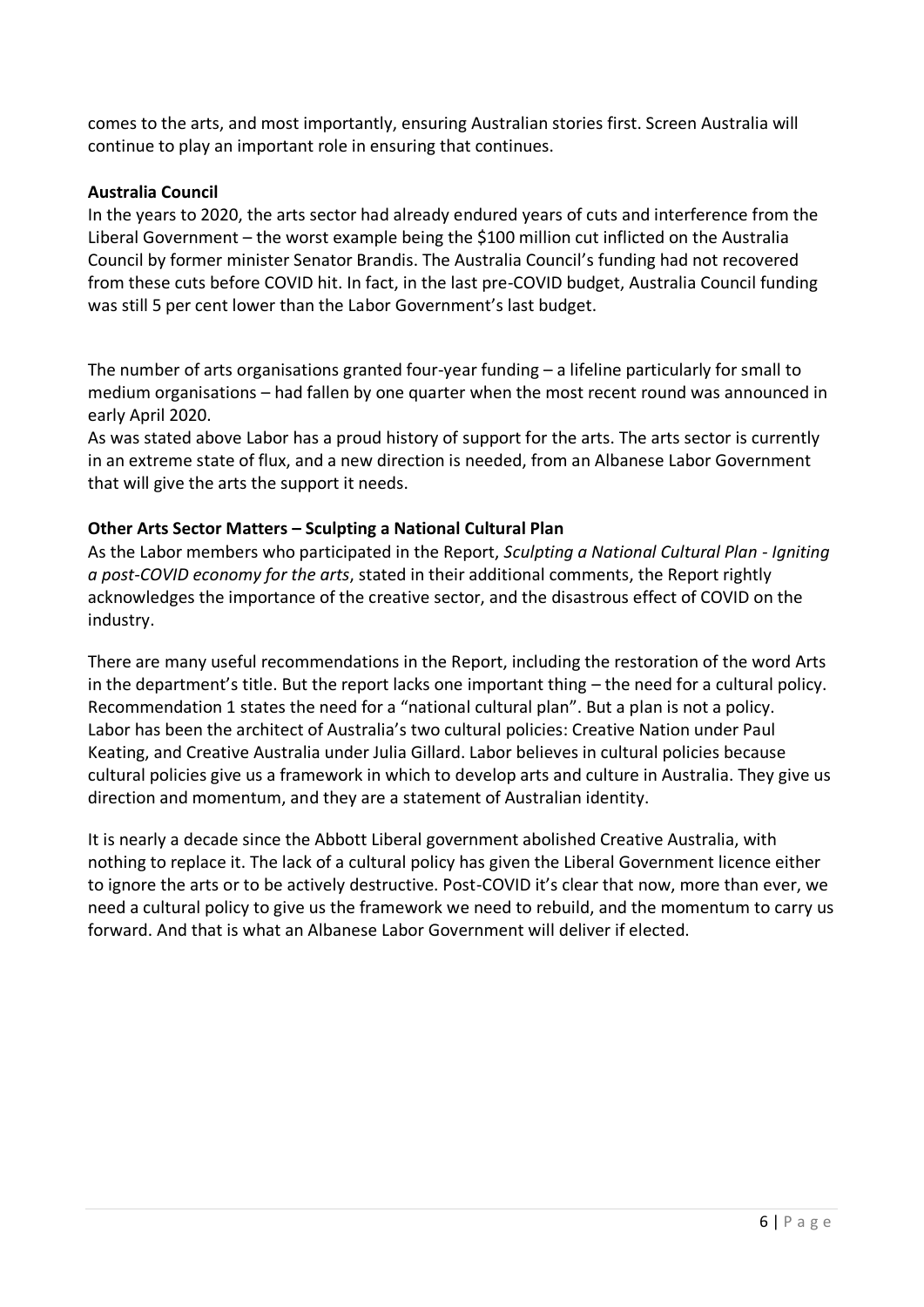comes to the arts, and most importantly, ensuring Australian stories first. Screen Australia will continue to play an important role in ensuring that continues.

**Australia Council**

In the years to 2020, the arts sector had already endured years of cuts and interference from the Liberal Government – the worst example being the $100 million cut inflicted on the Australia Council by former minister Senator Brandis. The Australia Council's funding had not recovered from these cuts before COVID hit. In fact, in the last pre-COVID budget, Australia Council funding was still 5 per cent lower than the Labor Government's last budget.

The number of arts organisations granted four-year funding – a lifeline particularly for small to medium organisations – had fallen by one quarter when the most recent round was announced in early April 2020.

As was stated above Labor has a proud history of support for the arts. The arts sector is currently in an extreme state of flux, and a new direction is needed, from an Albanese Labor Government that will give the arts the support it needs.

**Other Arts Sector Matters – Sculpting a National Cultural Plan**

As the Labor members who participated in the Report, *Sculpting a National Cultural Plan - Igniting a post-COVID economy for the arts*, stated in their additional comments, the Report rightly acknowledges the importance of the creative sector, and the disastrous effect of COVID on the industry.

There are many useful recommendations in the Report, including the restoration of the word Arts in the department's title. But the report lacks one important thing – the need for a cultural policy. Recommendation 1 states the need for a "national cultural plan". But a plan is not a policy. Labor has been the architect of Australia's two cultural policies: Creative Nation under Paul Keating, and Creative Australia under Julia Gillard. Labor believes in cultural policies because cultural policies give us a framework in which to develop arts and culture in Australia. They give us direction and momentum, and they are a statement of Australian identity.

It is nearly a decade since the Abbott Liberal government abolished Creative Australia, with nothing to replace it. The lack of a cultural policy has given the Liberal Government licence either to ignore the arts or to be actively destructive. Post-COVID it's clear that now, more than ever, we need a cultural policy to give us the framework we need to rebuild, and the momentum to carry us forward. And that is what an Albanese Labor Government will deliver if elected.